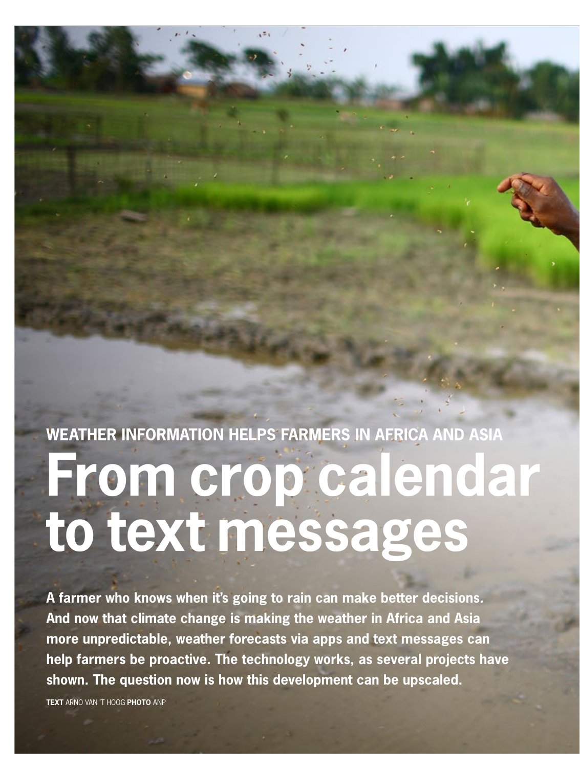**WEATHER INFORMATION HELPS FARMERS IN AFRICA AND ASIA**

# From crop calendar to text messages

**A farmer who knows when it's going to rain can make better decisions. And now that climate change is making the weather in Africa and Asia more unpredictable, weather forecasts via apps and text messages can help farmers be proactive. The technology works, as several projects have shown. The question now is how this development can be upscaled.**

**TEXT** ARNO VAN 'T HOOG **PHOTO** ANP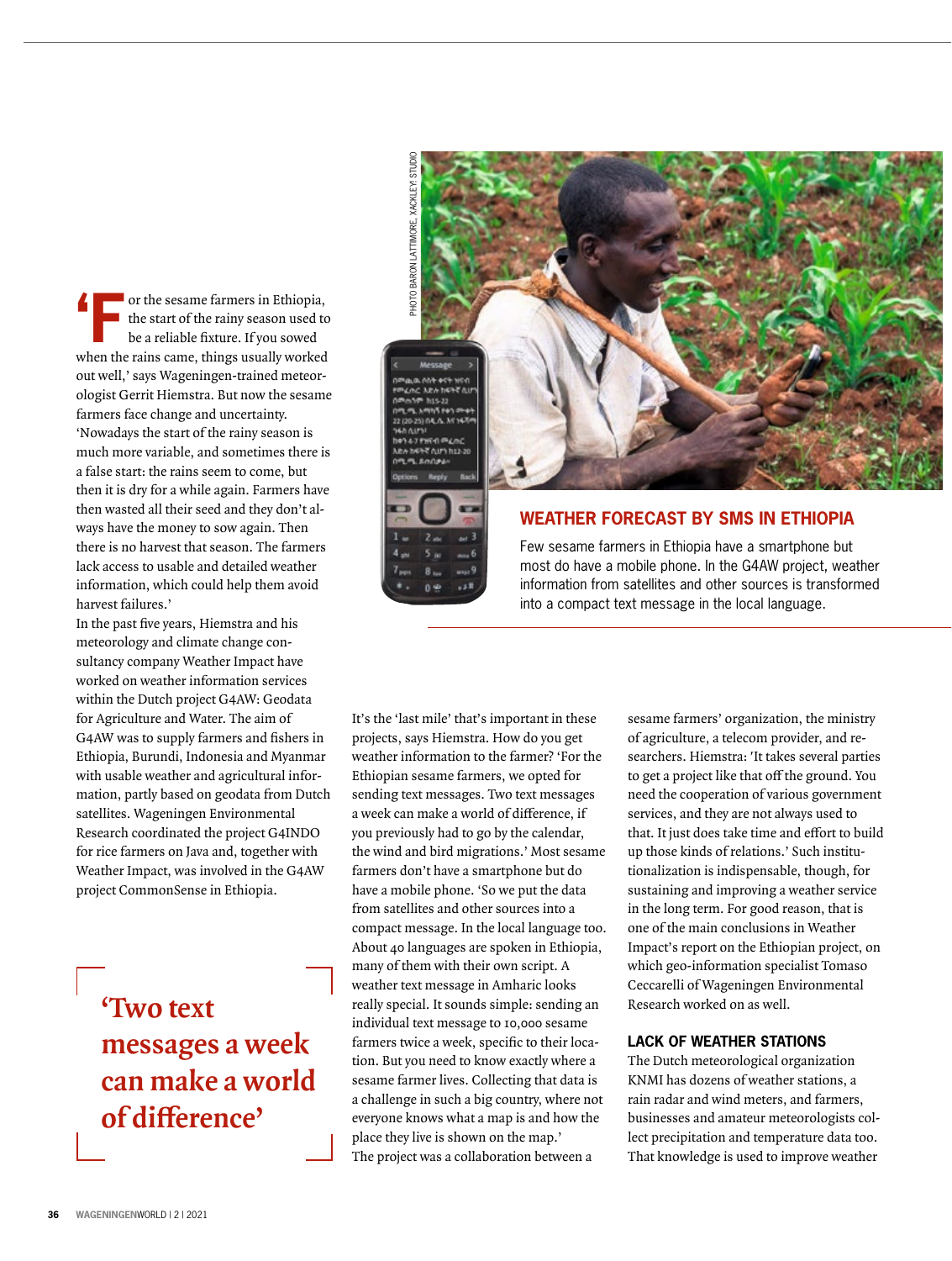'For the sesame farmers in Ethiopia, the start of the rainy season used to be a reliable fixture. If you sowed when the rains came, things usually worked out well,' says Wageningen-trained meteorologist Gerrit Hiemstra. But now the sesame farmers face change and uncertainty. 'Nowadays the start of the rainy season is much more variable, and sometimes there is a false start: the rains seem to come, but then it is dry for a while again. Farmers have then wasted all their seed and they don't always have the money to sow again. Then there is no harvest that season. The farmers lack access to usable and detailed weather information, which could help them avoid harvest failures.'

In the past five years, Hiemstra and his meteorology and climate change consultancy company Weather Impact have worked on weather information services within the Dutch project G4AW: Geodata for Agriculture and Water. The aim of G4AW was to supply farmers and fishers in Ethiopia, Burundi, Indonesia and Myanmar with usable weather and agricultural information, partly based on geodata from Dutch satellites. Wageningen Environmental Research coordinated the project G4INDO for rice farmers on Java and, together with Weather Impact, was involved in the G4AW project CommonSense in Ethiopia.

> 'Two text messages a week can make a world of difference'

PHOTO BARON LATTIMORE, XACKLEY STUDIO

## WEATHER FORECAST BY SMS IN ETHIOPIA

Few sesame farmers in Ethiopia have a smartphone but most do have a mobile phone. In the G4AW project, weather information from satellites and other sources is transformed into a compact text message in the local language.

It's the 'last mile' that's important in these projects, says Hiemstra. How do you get weather information to the farmer? 'For the Ethiopian sesame farmers, we opted for sending text messages. Two text messages a week can make a world of difference, if you previously had to go by the calendar, the wind and bird migrations.' Most sesame farmers don't have a smartphone but do have a mobile phone. 'So we put the data from satellites and other sources into a compact message. In the local language too. About 40 languages are spoken in Ethiopia, many of them with their own script. A weather text message in Amharic looks really special. It sounds simple: sending an individual text message to 10,000 sesame farmers twice a week, specific to their location. But you need to know exactly where a sesame farmer lives. Collecting that data is a challenge in such a big country, where not everyone knows what a map is and how the place they live is shown on the map.'

The project was a collaboration between a sesame farmers' organization, the ministry of agriculture, a telecom provider, and researchers. Hiemstra: 'It takes several parties to get a project like that off the ground. You need the cooperation of various government services, and they are not always used to that. It just does take time and effort to build up those kinds of relations.' Such institutionalization is indispensable, though, for sustaining and improving a weather service in the long term. For good reason, that is one of the main conclusions in Weather Impact's report on the Ethiopian project, on which geo-information specialist Tomaso Ceccarelli of Wageningen Environmental Research worked on as well.

### LACK OF WEATHER STATIONS

The Dutch meteorological organization KNMI has dozens of weather stations, a rain radar and wind meters, and farmers, businesses and amateur meteorologists collect precipitation and temperature data too. That knowledge is used to improve weather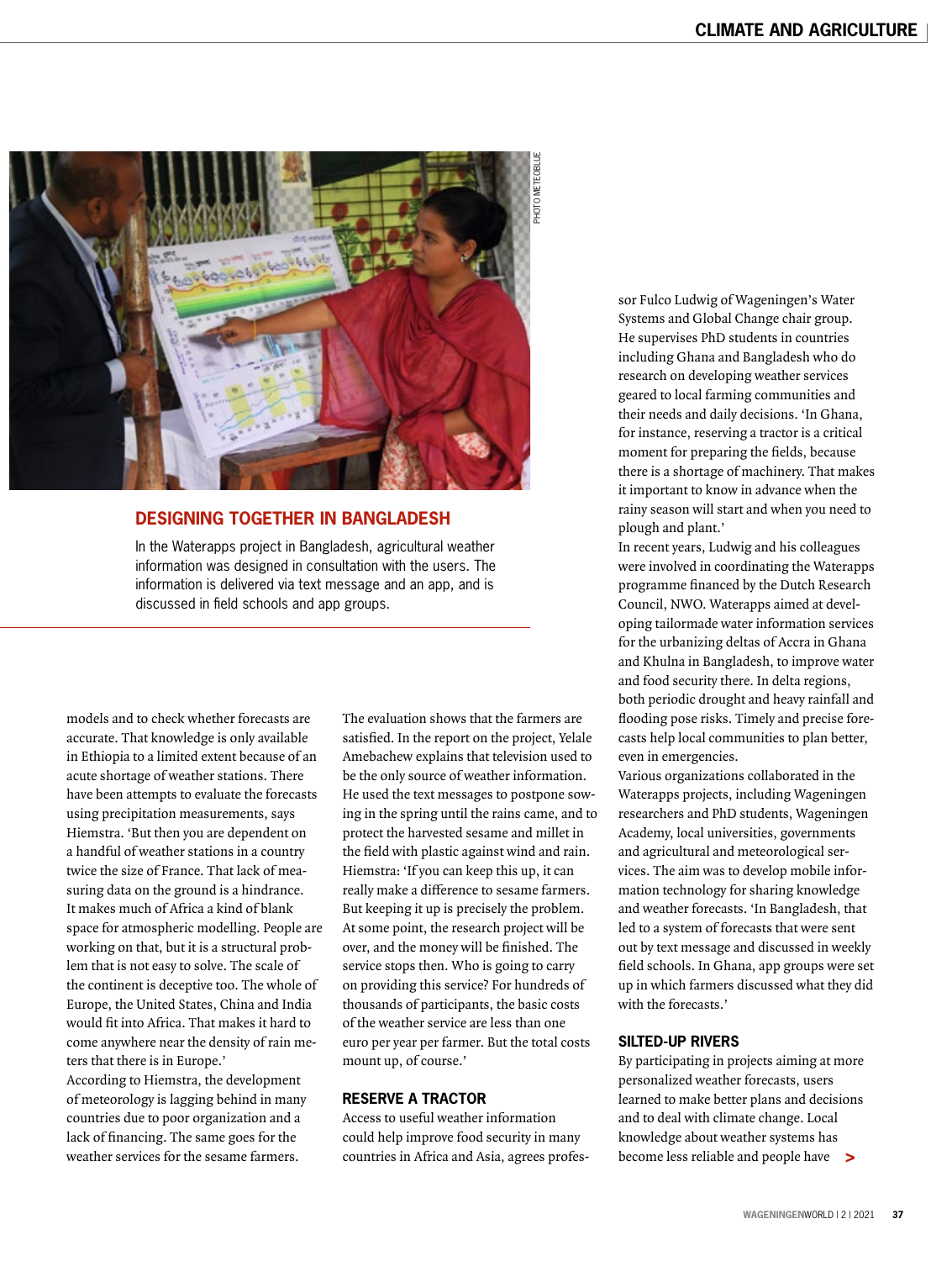## DESIGNING TOGETHER IN BANGLADESH

In the Waterapps project in Bangladesh, agricultural weather information was designed in consultation with the users. The information is delivered via text message and an app, and is discussed in field schools and app groups.

models and to check whether forecasts are accurate. That knowledge is only available in Ethiopia to a limited extent because of an acute shortage of weather stations. There have been attempts to evaluate the forecasts using precipitation measurements, says Hiemstra. 'But then you are dependent on a handful of weather stations in a country twice the size of France. That lack of measuring data on the ground is a hindrance. It makes much of Africa a kind of blank space for atmospheric modelling. People are working on that, but it is a structural problem that is not easy to solve. The scale of the continent is deceptive too. The whole of Europe, the United States, China and India would fit into Africa. That makes it hard to come anywhere near the density of rain meters that there is in Europe.'

According to Hiemstra, the development of meteorology is lagging behind in many countries due to poor organization and a lack of financing. The same goes for the weather services for the sesame farmers.

The evaluation shows that the farmers are satisfied. In the report on the project, Yelale Amebachew explains that television used to be the only source of weather information. He used the text messages to postpone sowing in the spring until the rains came, and to protect the harvested sesame and millet in the field with plastic against wind and rain. Hiemstra: 'If you can keep this up, it can really make a difference to sesame farmers. But keeping it up is precisely the problem. At some point, the research project will be over, and the money will be finished. The service stops then. Who is going to carry on providing this service? For hundreds of thousands of participants, the basic costs of the weather service are less than one euro per year per farmer. But the total costs mount up, of course.'

### RESERVE A TRACTOR

Access to useful weather information could help improve food security in many countries in Africa and Asia, agrees professor Fulco Ludwig of Wageningen's Water Systems and Global Change chair group. He supervises PhD students in countries including Ghana and Bangladesh who do research on developing weather services geared to local farming communities and their needs and daily decisions. 'In Ghana, for instance, reserving a tractor is a critical moment for preparing the fields, because there is a shortage of machinery. That makes it important to know in advance when the rainy season will start and when you need to plough and plant.'

In recent years, Ludwig and his colleagues were involved in coordinating the Waterapps programme financed by the Dutch Research Council, NWO. Waterapps aimed at developing tailormade water information services for the urbanizing deltas of Accra in Ghana and Khulna in Bangladesh, to improve water and food security there. In delta regions, both periodic drought and heavy rainfall and flooding pose risks. Timely and precise forecasts help local communities to plan better, even in emergencies.

Various organizations collaborated in the Waterapps projects, including Wageningen researchers and PhD students, Wageningen Academy, local universities, governments and agricultural and meteorological services. The aim was to develop mobile information technology for sharing knowledge and weather forecasts. 'In Bangladesh, that led to a system of forecasts that were sent out by text message and discussed in weekly field schools. In Ghana, app groups were set up in which farmers discussed what they did with the forecasts.'

### SILTED-UP RIVERS

By participating in projects aiming at more personalized weather forecasts, users learned to make better plans and decisions and to deal with climate change. Local knowledge about weather systems has become less reliable and people have >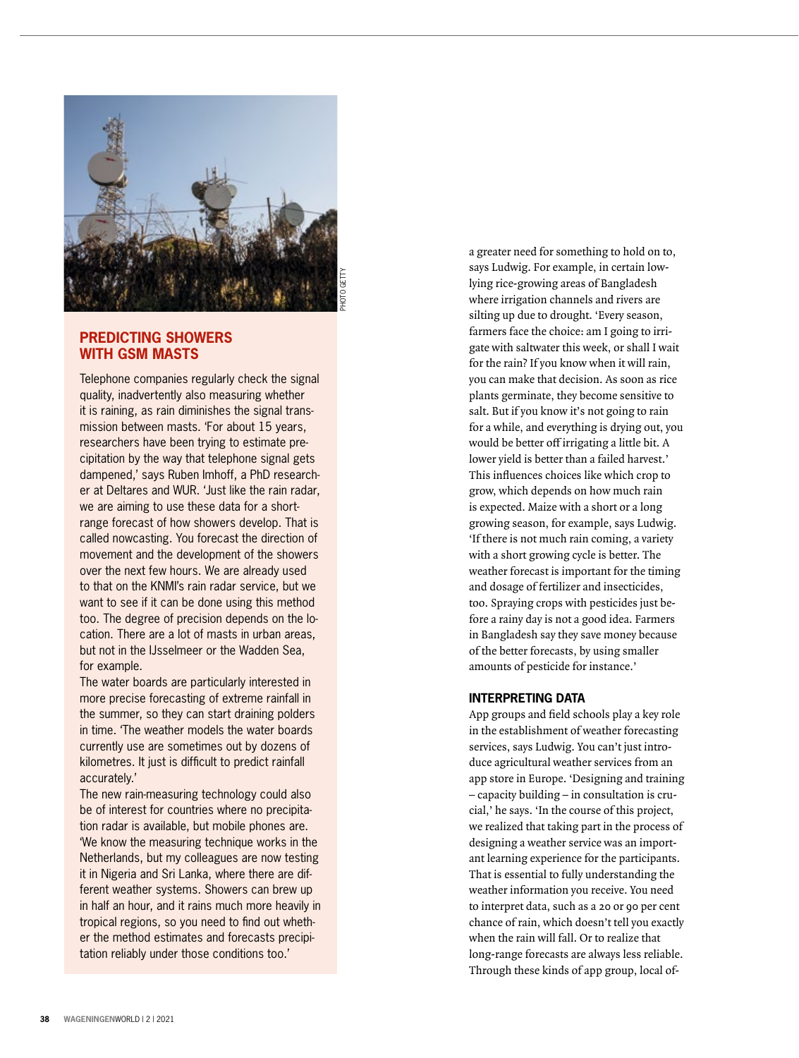## PREDICTING SHOWERS WITH GSM MASTS

Telephone companies regularly check the signal quality, inadvertently also measuring whether it is raining, as rain diminishes the signal transmission between masts. 'For about 15 years, researchers have been trying to estimate precipitation by the way that telephone signal gets dampened,' says Ruben Imhoff, a PhD researcher at Deltares and WUR. 'Just like the rain radar, we are aiming to use these data for a short-range forecast of how showers develop. That is called nowcasting. You forecast the direction of movement and the development of the showers over the next few hours. We are already used to that on the KNMI's rain radar service, but we want to see if it can be done using this method too. The degree of precision depends on the location. There are a lot of masts in urban areas, but not in the IJsselmeer or the Wadden Sea, for example.

The water boards are particularly interested in more precise forecasting of extreme rainfall in the summer, so they can start draining polders in time. 'The weather models the water boards currently use are sometimes out by dozens of kilometres. It just is difficult to predict rainfall accurately.'

The new rain-measuring technology could also be of interest for countries where no precipitation radar is available, but mobile phones are. 'We know the measuring technique works in the Netherlands, but my colleagues are now testing it in Nigeria and Sri Lanka, where there are different weather systems. Showers can brew up in half an hour, and it rains much more heavily in tropical regions, so you need to find out whether the method estimates and forecasts precipitation reliably under those conditions too.'

a greater need for something to hold on to, says Ludwig. For example, in certain low-lying rice-growing areas of Bangladesh where irrigation channels and rivers are silting up due to drought. 'Every season, farmers face the choice: am I going to irrigate with saltwater this week, or shall I wait for the rain? If you know when it will rain, you can make that decision. As soon as rice plants germinate, they become sensitive to salt. But if you know it's not going to rain for a while, and everything is drying out, you would be better off irrigating a little bit. A lower yield is better than a failed harvest.' This influences choices like which crop to grow, which depends on how much rain is expected. Maize with a short or a long growing season, for example, says Ludwig. 'If there is not much rain coming, a variety with a short growing cycle is better. The weather forecast is important for the timing and dosage of fertilizer and insecticides, too. Spraying crops with pesticides just before a rainy day is not a good idea. Farmers in Bangladesh say they save money because of the better forecasts, by using smaller amounts of pesticide for instance.'

### INTERPRETING DATA

App groups and field schools play a key role in the establishment of weather forecasting services, says Ludwig. You can't just introduce agricultural weather services from an app store in Europe. 'Designing and training – capacity building – in consultation is crucial,' he says. 'In the course of this project, we realized that taking part in the process of designing a weather service was an important learning experience for the participants. That is essential to fully understanding the weather information you receive. You need to interpret data, such as a 20 or 90 per cent chance of rain, which doesn't tell you exactly when the rain will fall. Or to realize that long-range forecasts are always less reliable. Through these kinds of app group, local of-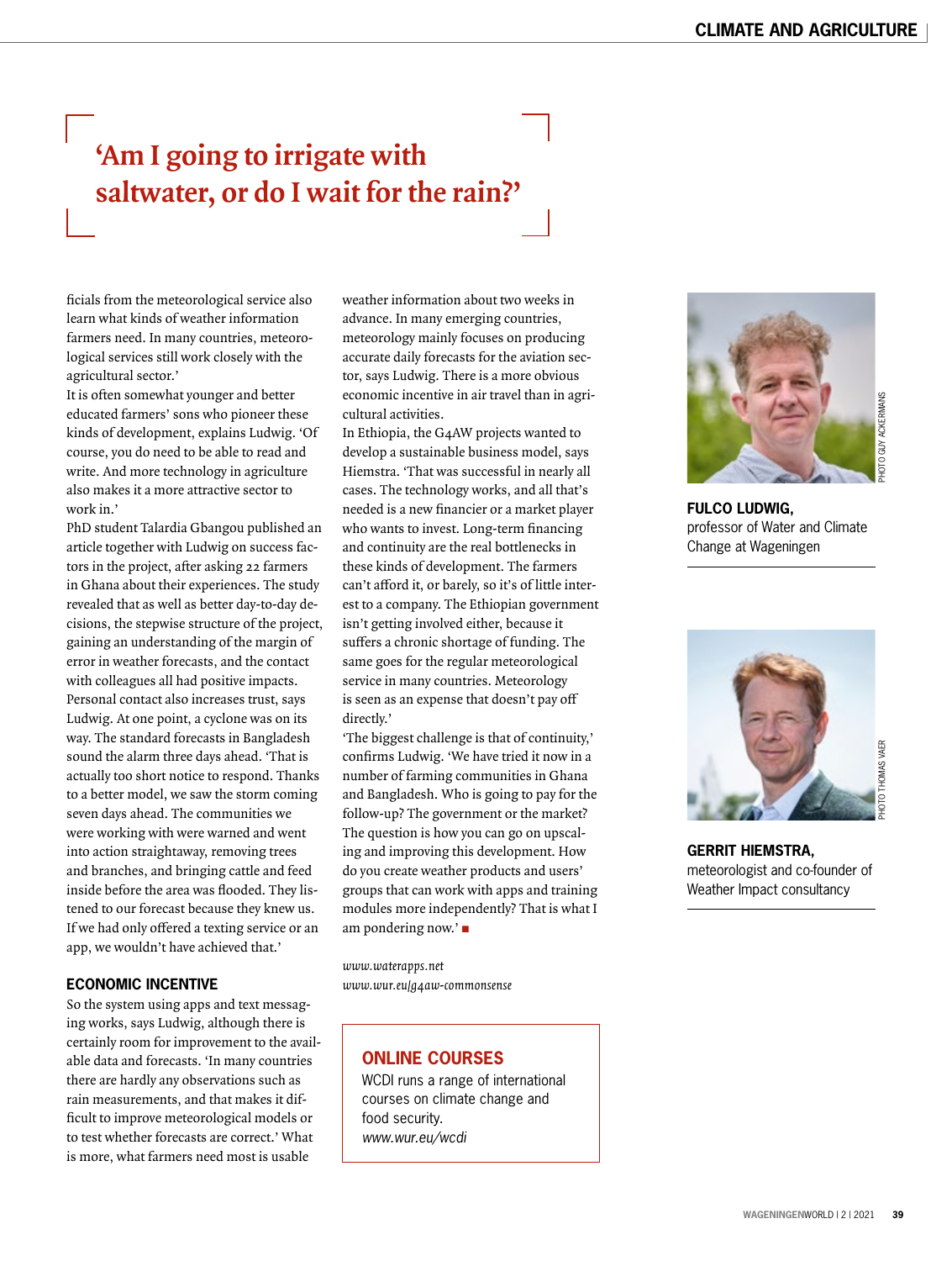## ‘Am I going to irrigate with saltwater, or do I wait for the rain?’

ficials from the meteorological service also learn what kinds of weather information farmers need. In many countries, meteorological services still work closely with the agricultural sector.’

It is often somewhat younger and better educated farmers’ sons who pioneer these kinds of development, explains Ludwig. ‘Of course, you do need to be able to read and write. And more technology in agriculture also makes it a more attractive sector to work in.’

PhD student Talardia Gbangou published an article together with Ludwig on success factors in the project, after asking 22 farmers in Ghana about their experiences. The study revealed that as well as better day-to-day decisions, the stepwise structure of the project, gaining an understanding of the margin of error in weather forecasts, and the contact with colleagues all had positive impacts. Personal contact also increases trust, says Ludwig. At one point, a cyclone was on its way. The standard forecasts in Bangladesh sound the alarm three days ahead. ‘That is actually too short notice to respond. Thanks to a better model, we saw the storm coming seven days ahead. The communities we were working with were warned and went into action straightaway, removing trees and branches, and bringing cattle and feed inside before the area was flooded. They listened to our forecast because they knew us. If we had only offered a texting service or an app, we wouldn’t have achieved that.’

### ECONOMIC INCENTIVE

So the system using apps and text messaging works, says Ludwig, although there is certainly room for improvement to the available data and forecasts. ‘In many countries there are hardly any observations such as rain measurements, and that makes it difficult to improve meteorological models or to test whether forecasts are correct.’ What is more, what farmers need most is usable weather information about two weeks in advance. In many emerging countries, meteorology mainly focuses on producing accurate daily forecasts for the aviation sector, says Ludwig. There is a more obvious economic incentive in air travel than in agricultural activities.

In Ethiopia, the G4AW projects wanted to develop a sustainable business model, says Hiemstra. ‘That was successful in nearly all cases. The technology works, and all that’s needed is a new financier or a market player who wants to invest. Long-term financing and continuity are the real bottlenecks in these kinds of development. The farmers can’t afford it, or barely, so it’s of little interest to a company. The Ethiopian government isn’t getting involved either, because it suffers a chronic shortage of funding. The same goes for the regular meteorological service in many countries. Meteorology is seen as an expense that doesn’t pay off directly.’

‘The biggest challenge is that of continuity,’ confirms Ludwig. ‘We have tried it now in a number of farming communities in Ghana and Bangladesh. Who is going to pay for the follow-up? The government or the market? The question is how you can go on upscaling and improving this development. How do you create weather products and users’ groups that can work with apps and training modules more independently? That is what I am pondering now.’ ■

*www.waterapps.net*
*www.wur.eu/g4aw-commonsense*

PHOTO GUY ACKERMANS

**FULCO LUDWIG,**
professor of Water and Climate Change at Wageningen

PHOTO THOMAS VAER

**GERRIT HIEMSTRA,**
meteorologist and co-founder of Weather Impact consultancy

### ONLINE COURSES

WCDI runs a range of international courses on climate change and food security.
*www.wur.eu/wcdi*